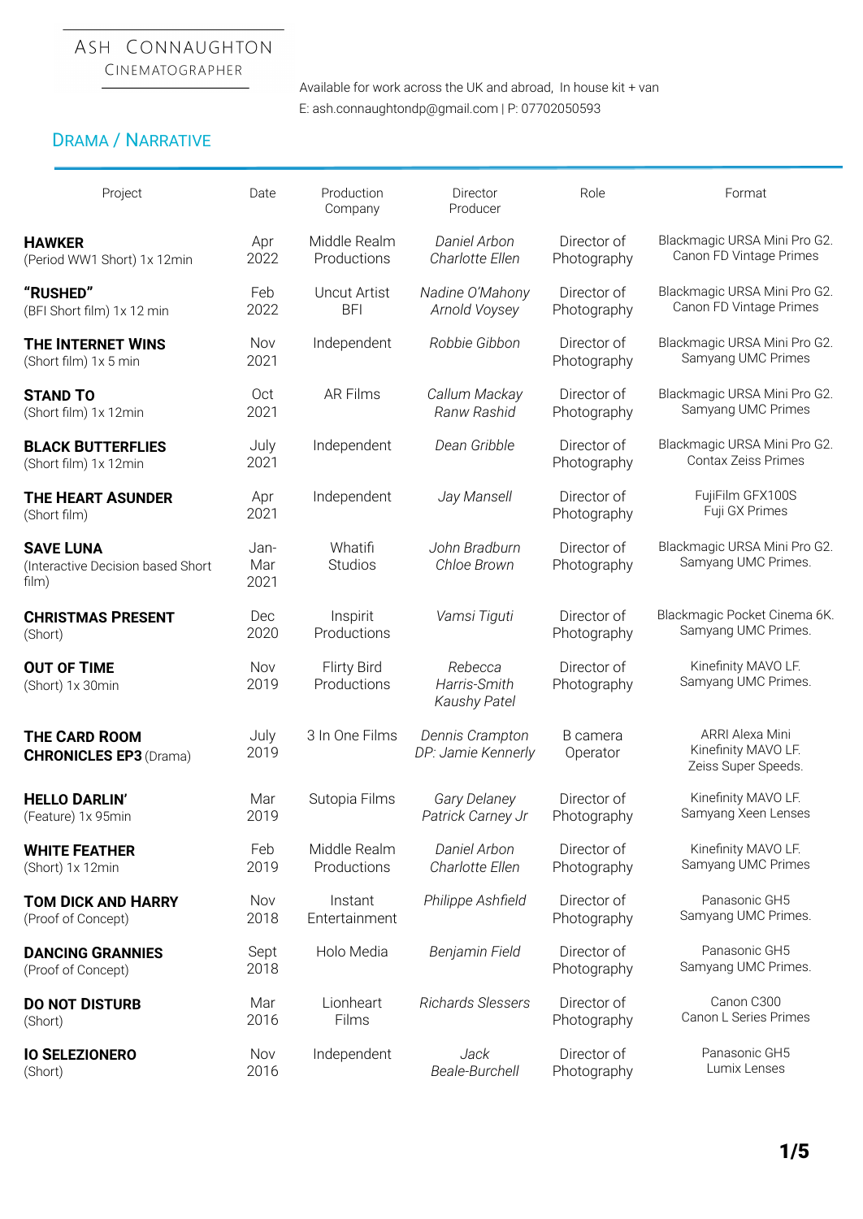# Ash Connaughton

Cinematographer

Available for work across the UK and abroad, In house kit + van
E: ash.connaughtondp@gmail.com | P: 07702050593

## Drama / Narrative

| Project | Date | Production Company | Director Producer | Role | Format |
|---|---|---|---|---|---|
| **HAWKER** (Period WW1 Short) 1x 12min | Apr 2022 | Middle Realm Productions | *Daniel Arbon Charlotte Ellen* | Director of Photography | Blackmagic URSA Mini Pro G2. Canon FD Vintage Primes |
| **"RUSHED"** (BFI Short film) 1x 12 min | Feb 2022 | Uncut Artist BFI | *Nadine O'Mahony Arnold Voysey* | Director of Photography | Blackmagic URSA Mini Pro G2. Canon FD Vintage Primes |
| **THE INTERNET WINS** (Short film) 1x 5 min | Nov 2021 | Independent | *Robbie Gibbon* | Director of Photography | Blackmagic URSA Mini Pro G2. Samyang UMC Primes |
| **STAND TO** (Short film) 1x 12min | Oct 2021 | AR Films | *Callum Mackay Ranw Rashid* | Director of Photography | Blackmagic URSA Mini Pro G2. Samyang UMC Primes |
| **BLACK BUTTERFLIES** (Short film) 1x 12min | July 2021 | Independent | *Dean Gribble* | Director of Photography | Blackmagic URSA Mini Pro G2. Contax Zeiss Primes |
| **THE HEART ASUNDER** (Short film) | Apr 2021 | Independent | *Jay Mansell* | Director of Photography | FujiFilm GFX100S Fuji GX Primes |
| **SAVE LUNA** (Interactive Decision based Short film) | Jan-Mar 2021 | Whatifi Studios | *John Bradburn Chloe Brown* | Director of Photography | Blackmagic URSA Mini Pro G2. Samyang UMC Primes. |
| **CHRISTMAS PRESENT** (Short) | Dec 2020 | Inspirit Productions | *Vamsi Tiguti* | Director of Photography | Blackmagic Pocket Cinema 6K. Samyang UMC Primes. |
| **OUT OF TIME** (Short) 1x 30min | Nov 2019 | Flirty Bird Productions | *Rebecca Harris-Smith Kaushy Patel* | Director of Photography | Kinefinity MAVO LF. Samyang UMC Primes. |
| **THE CARD ROOM CHRONICLES EP3** (Drama) | July 2019 | 3 In One Films | *Dennis Crampton DP: Jamie Kennerly* | B camera Operator | ARRI Alexa Mini Kinefinity MAVO LF. Zeiss Super Speeds. |
| **HELLO DARLIN'** (Feature) 1x 95min | Mar 2019 | Sutopia Films | *Gary Delaney Patrick Carney Jr* | Director of Photography | Kinefinity MAVO LF. Samyang Xeen Lenses |
| **WHITE FEATHER** (Short) 1x 12min | Feb 2019 | Middle Realm Productions | *Daniel Arbon Charlotte Ellen* | Director of Photography | Kinefinity MAVO LF. Samyang UMC Primes |
| **TOM DICK AND HARRY** (Proof of Concept) | Nov 2018 | Instant Entertainment | *Philippe Ashfield* | Director of Photography | Panasonic GH5 Samyang UMC Primes. |
| **DANCING GRANNIES** (Proof of Concept) | Sept 2018 | Holo Media | *Benjamin Field* | Director of Photography | Panasonic GH5 Samyang UMC Primes. |
| **DO NOT DISTURB** (Short) | Mar 2016 | Lionheart Films | *Richards Slessers* | Director of Photography | Canon C300 Canon L Series Primes |
| **IO SELEZIONERO** (Short) | Nov 2016 | Independent | *Jack Beale-Burchell* | Director of Photography | Panasonic GH5 Lumix Lenses |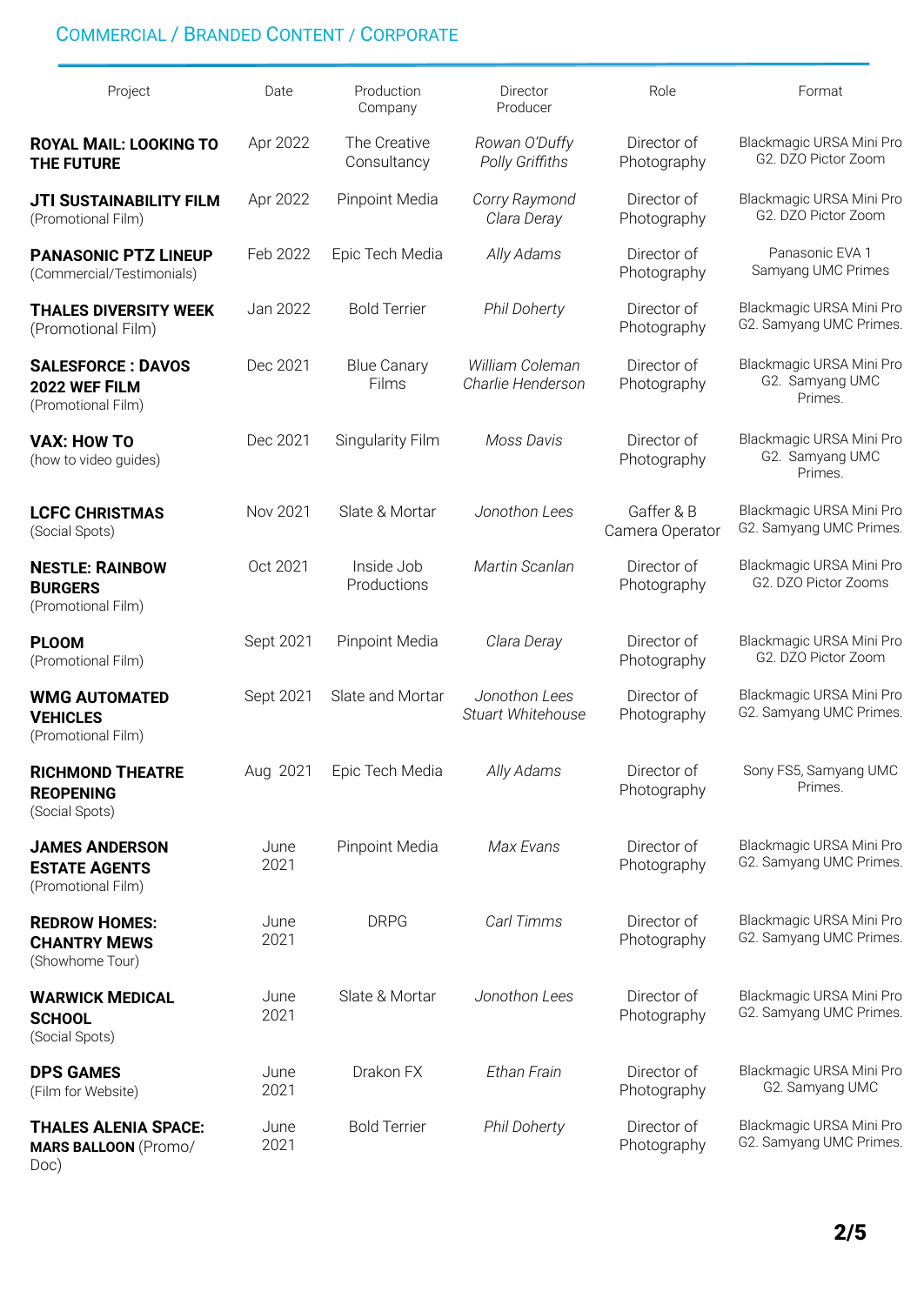## Commercial / Branded Content / Corporate

| Project | Date | Production Company | Director Producer | Role | Format |
|---|---|---|---|---|---|
| **ROYAL MAIL: LOOKING TO THE FUTURE** | Apr 2022 | The Creative Consultancy | *Rowan O'Duffy* *Polly Griffiths* | Director of Photography | Blackmagic URSA Mini Pro G2. DZO Pictor Zoom |
| **JTI SUSTAINABILITY FILM** (Promotional Film) | Apr 2022 | Pinpoint Media | *Corry Raymond* *Clara Deray* | Director of Photography | Blackmagic URSA Mini Pro G2. DZO Pictor Zoom |
| **PANASONIC PTZ LINEUP** (Commercial/Testimonials) | Feb 2022 | Epic Tech Media | *Ally Adams* | Director of Photography | Panasonic EVA 1 Samyang UMC Primes |
| **THALES DIVERSITY WEEK** (Promotional Film) | Jan 2022 | Bold Terrier | *Phil Doherty* | Director of Photography | Blackmagic URSA Mini Pro G2. Samyang UMC Primes. |
| **SALESFORCE : DAVOS 2022 WEF FILM** (Promotional Film) | Dec 2021 | Blue Canary Films | *William Coleman* *Charlie Henderson* | Director of Photography | Blackmagic URSA Mini Pro G2. Samyang UMC Primes. |
| **VAX: HOW TO** (how to video guides) | Dec 2021 | Singularity Film | *Moss Davis* | Director of Photography | Blackmagic URSA Mini Pro G2. Samyang UMC Primes. |
| **LCFC CHRISTMAS** (Social Spots) | Nov 2021 | Slate & Mortar | *Jonothon Lees* | Gaffer & B Camera Operator | Blackmagic URSA Mini Pro G2. Samyang UMC Primes. |
| **NESTLE: RAINBOW BURGERS** (Promotional Film) | Oct 2021 | Inside Job Productions | *Martin Scanlan* | Director of Photography | Blackmagic URSA Mini Pro G2. DZO Pictor Zooms |
| **PLOOM** (Promotional Film) | Sept 2021 | Pinpoint Media | *Clara Deray* | Director of Photography | Blackmagic URSA Mini Pro G2. DZO Pictor Zoom |
| **WMG AUTOMATED VEHICLES** (Promotional Film) | Sept 2021 | Slate and Mortar | *Jonothon Lees* *Stuart Whitehouse* | Director of Photography | Blackmagic URSA Mini Pro G2. Samyang UMC Primes. |
| **RICHMOND THEATRE REOPENING** (Social Spots) | Aug 2021 | Epic Tech Media | *Ally Adams* | Director of Photography | Sony FS5, Samyang UMC Primes. |
| **JAMES ANDERSON ESTATE AGENTS** (Promotional Film) | June 2021 | Pinpoint Media | *Max Evans* | Director of Photography | Blackmagic URSA Mini Pro G2. Samyang UMC Primes. |
| **REDROW HOMES: CHANTRY MEWS** (Showhome Tour) | June 2021 | DRPG | *Carl Timms* | Director of Photography | Blackmagic URSA Mini Pro G2. Samyang UMC Primes. |
| **WARWICK MEDICAL SCHOOL** (Social Spots) | June 2021 | Slate & Mortar | *Jonothon Lees* | Director of Photography | Blackmagic URSA Mini Pro G2. Samyang UMC Primes. |
| **DPS GAMES** (Film for Website) | June 2021 | Drakon FX | *Ethan Frain* | Director of Photography | Blackmagic URSA Mini Pro G2. Samyang UMC |
| **THALES ALENIA SPACE: MARS BALLOON** (Promo/ Doc) | June 2021 | Bold Terrier | *Phil Doherty* | Director of Photography | Blackmagic URSA Mini Pro G2. Samyang UMC Primes. |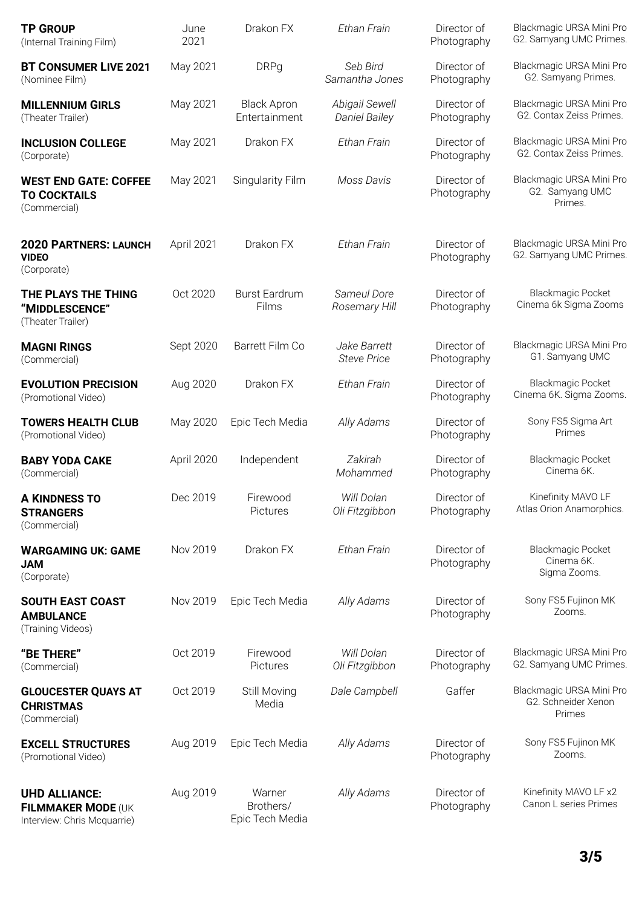| | | | | | |
|---|---|---|---|---|---|
| **TP GROUP** (Internal Training Film) | June 2021 | Drakon FX | *Ethan Frain* | Director of Photography | Blackmagic URSA Mini Pro G2. Samyang UMC Primes. |
| **BT CONSUMER LIVE 2021** (Nominee Film) | May 2021 | DRPg | *Seb Bird Samantha Jones* | Director of Photography | Blackmagic URSA Mini Pro G2. Samyang Primes. |
| **MILLENNIUM GIRLS** (Theater Trailer) | May 2021 | Black Apron Entertainment | *Abigail Sewell Daniel Bailey* | Director of Photography | Blackmagic URSA Mini Pro G2. Contax Zeiss Primes. |
| **INCLUSION COLLEGE** (Corporate) | May 2021 | Drakon FX | *Ethan Frain* | Director of Photography | Blackmagic URSA Mini Pro G2. Contax Zeiss Primes. |
| **WEST END GATE: COFFEE TO COCKTAILS** (Commercial) | May 2021 | Singularity Film | *Moss Davis* | Director of Photography | Blackmagic URSA Mini Pro G2. Samyang UMC Primes. |
| **2020 PARTNERS: LAUNCH VIDEO** (Corporate) | April 2021 | Drakon FX | *Ethan Frain* | Director of Photography | Blackmagic URSA Mini Pro G2. Samyang UMC Primes. |
| **THE PLAYS THE THING "MIDDLESCENCE"** (Theater Trailer) | Oct 2020 | Burst Eardrum Films | *Sameul Dore Rosemary Hill* | Director of Photography | Blackmagic Pocket Cinema 6k Sigma Zooms |
| **MAGNI RINGS** (Commercial) | Sept 2020 | Barrett Film Co | *Jake Barrett Steve Price* | Director of Photography | Blackmagic URSA Mini Pro G1. Samyang UMC |
| **EVOLUTION PRECISION** (Promotional Video) | Aug 2020 | Drakon FX | *Ethan Frain* | Director of Photography | Blackmagic Pocket Cinema 6K. Sigma Zooms. |
| **TOWERS HEALTH CLUB** (Promotional Video) | May 2020 | Epic Tech Media | *Ally Adams* | Director of Photography | Sony FS5 Sigma Art Primes |
| **BABY YODA CAKE** (Commercial) | April 2020 | Independent | *Zakirah Mohammed* | Director of Photography | Blackmagic Pocket Cinema 6K. |
| **A KINDNESS TO STRANGERS** (Commercial) | Dec 2019 | Firewood Pictures | *Will Dolan Oli Fitzgibbon* | Director of Photography | Kinefinity MAVO LF Atlas Orion Anamorphics. |
| **WARGAMING UK: GAME JAM** (Corporate) | Nov 2019 | Drakon FX | *Ethan Frain* | Director of Photography | Blackmagic Pocket Cinema 6K. Sigma Zooms. |
| **SOUTH EAST COAST AMBULANCE** (Training Videos) | Nov 2019 | Epic Tech Media | *Ally Adams* | Director of Photography | Sony FS5 Fujinon MK Zooms. |
| **"BE THERE"** (Commercial) | Oct 2019 | Firewood Pictures | *Will Dolan Oli Fitzgibbon* | Director of Photography | Blackmagic URSA Mini Pro G2. Samyang UMC Primes. |
| **GLOUCESTER QUAYS AT CHRISTMAS** (Commercial) | Oct 2019 | Still Moving Media | *Dale Campbell* | Gaffer | Blackmagic URSA Mini Pro G2. Schneider Xenon Primes |
| **EXCELL STRUCTURES** (Promotional Video) | Aug 2019 | Epic Tech Media | *Ally Adams* | Director of Photography | Sony FS5 Fujinon MK Zooms. |
| **UHD ALLIANCE: FILMMAKER MODE** (UK Interview: Chris Mcquarrie) | Aug 2019 | Warner Brothers/ Epic Tech Media | *Ally Adams* | Director of Photography | Kinefinity MAVO LF x2 Canon L series Primes |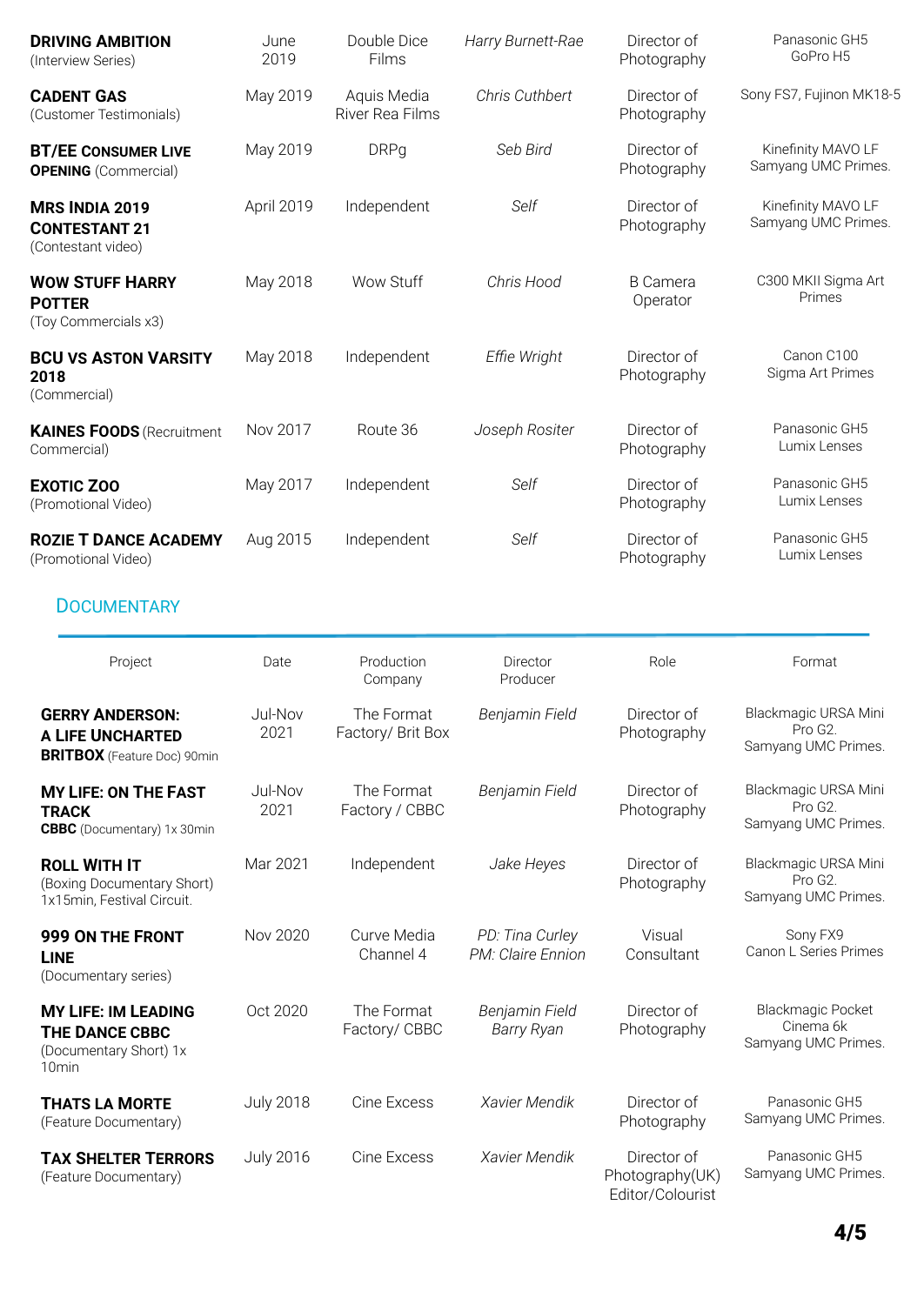| | | | | | |
|---|---|---|---|---|---|
| **DRIVING AMBITION** (Interview Series) | June 2019 | Double Dice Films | *Harry Burnett-Rae* | Director of Photography | Panasonic GH5 GoPro H5 |
| **CADENT GAS** (Customer Testimonials) | May 2019 | Aquis Media River Rea Films | *Chris Cuthbert* | Director of Photography | Sony FS7, Fujinon MK18-5 |
| **BT/EE CONSUMER LIVE OPENING** (Commercial) | May 2019 | DRPg | *Seb Bird* | Director of Photography | Kinefinity MAVO LF Samyang UMC Primes. |
| **MRS INDIA 2019 CONTESTANT 21** (Contestant video) | April 2019 | Independent | *Self* | Director of Photography | Kinefinity MAVO LF Samyang UMC Primes. |
| **WOW STUFF HARRY POTTER** (Toy Commercials x3) | May 2018 | Wow Stuff | *Chris Hood* | B Camera Operator | C300 MKII Sigma Art Primes |
| **BCU VS ASTON VARSITY 2018** (Commercial) | May 2018 | Independent | *Effie Wright* | Director of Photography | Canon C100 Sigma Art Primes |
| **KAINES FOODS** (Recruitment Commercial) | Nov 2017 | Route 36 | *Joseph Rositer* | Director of Photography | Panasonic GH5 Lumix Lenses |
| **EXOTIC ZOO** (Promotional Video) | May 2017 | Independent | *Self* | Director of Photography | Panasonic GH5 Lumix Lenses |
| **ROZIE T DANCE ACADEMY** (Promotional Video) | Aug 2015 | Independent | *Self* | Director of Photography | Panasonic GH5 Lumix Lenses |

## DOCUMENTARY

| Project | Date | Production Company | Director Producer | Role | Format |
|---|---|---|---|---|---|
| **GERRY ANDERSON: A LIFE UNCHARTED BRITBOX** (Feature Doc) 90min | Jul-Nov 2021 | The Format Factory/ Brit Box | *Benjamin Field* | Director of Photography | Blackmagic URSA Mini Pro G2. Samyang UMC Primes. |
| **MY LIFE: ON THE FAST TRACK CBBC** (Documentary) 1x 30min | Jul-Nov 2021 | The Format Factory / CBBC | *Benjamin Field* | Director of Photography | Blackmagic URSA Mini Pro G2. Samyang UMC Primes. |
| **ROLL WITH IT** (Boxing Documentary Short) 1x15min, Festival Circuit. | Mar 2021 | Independent | *Jake Heyes* | Director of Photography | Blackmagic URSA Mini Pro G2. Samyang UMC Primes. |
| **999 ON THE FRONT LINE** (Documentary series) | Nov 2020 | Curve Media Channel 4 | *PD: Tina Curley PM: Claire Ennion* | Visual Consultant | Sony FX9 Canon L Series Primes |
| **MY LIFE: IM LEADING THE DANCE CBBC** (Documentary Short) 1x 10min | Oct 2020 | The Format Factory/ CBBC | *Benjamin Field Barry Ryan* | Director of Photography | Blackmagic Pocket Cinema 6k Samyang UMC Primes. |
| **THATS LA MORTE** (Feature Documentary) | July 2018 | Cine Excess | *Xavier Mendik* | Director of Photography | Panasonic GH5 Samyang UMC Primes. |
| **TAX SHELTER TERRORS** (Feature Documentary) | July 2016 | Cine Excess | *Xavier Mendik* | Director of Photography(UK) Editor/Colourist | Panasonic GH5 Samyang UMC Primes. |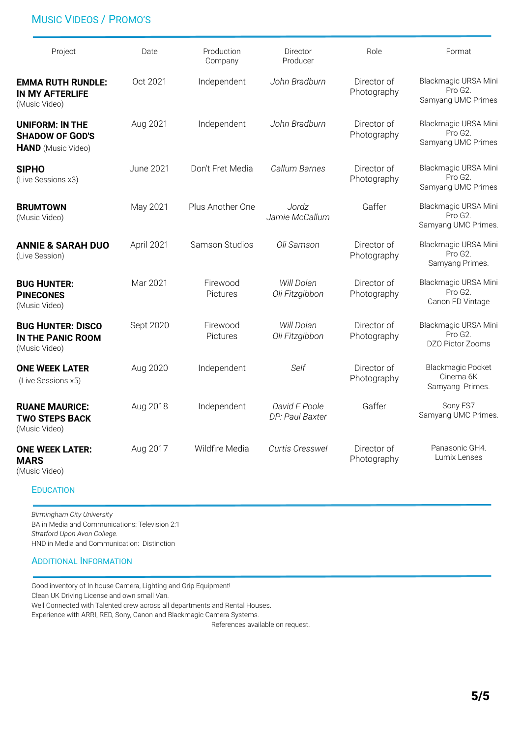## Music Videos / Promo's

| Project | Date | Production Company | Director Producer | Role | Format |
|---|---|---|---|---|---|
| **Emma Ruth Rundle: In My Afterlife** (Music Video) | Oct 2021 | Independent | *John Bradburn* | Director of Photography | Blackmagic URSA Mini Pro G2. Samyang UMC Primes |
| **Uniform: In The Shadow Of God's Hand** (Music Video) | Aug 2021 | Independent | *John Bradburn* | Director of Photography | Blackmagic URSA Mini Pro G2. Samyang UMC Primes |
| **SIPHO** (Live Sessions x3) | June 2021 | Don't Fret Media | *Callum Barnes* | Director of Photography | Blackmagic URSA Mini Pro G2. Samyang UMC Primes |
| **BRUMTOWN** (Music Video) | May 2021 | Plus Another One | *Jordz Jamie McCallum* | Gaffer | Blackmagic URSA Mini Pro G2. Samyang UMC Primes. |
| **ANNIE & SARAH DUO** (Live Session) | April 2021 | Samson Studios | *Oli Samson* | Director of Photography | Blackmagic URSA Mini Pro G2. Samyang Primes. |
| **Bug Hunter: Pinecones** (Music Video) | Mar 2021 | Firewood Pictures | *Will Dolan Oli Fitzgibbon* | Director of Photography | Blackmagic URSA Mini Pro G2. Canon FD Vintage |
| **Bug Hunter: Disco In The Panic Room** (Music Video) | Sept 2020 | Firewood Pictures | *Will Dolan Oli Fitzgibbon* | Director of Photography | Blackmagic URSA Mini Pro G2. DZO Pictor Zooms |
| **One Week Later** (Live Sessions x5) | Aug 2020 | Independent | *Self* | Director of Photography | Blackmagic Pocket Cinema 6K Samyang Primes. |
| **Ruane Maurice: Two Steps Back** (Music Video) | Aug 2018 | Independent | *David F Poole DP: Paul Baxter* | Gaffer | Sony FS7 Samyang UMC Primes. |
| **One Week Later: Mars** (Music Video) | Aug 2017 | Wildfire Media | *Curtis Cresswel* | Director of Photography | Panasonic GH4. Lumix Lenses |

## Education

*Birmingham City University*
BA in Media and Communications: Television 2:1
*Stratford Upon Avon College.*
HND in Media and Communication: Distinction

## Additional Information

Good inventory of In house Camera, Lighting and Grip Equipment!
Clean UK Driving License and own small Van.
Well Connected with Talented crew across all departments and Rental Houses.
Experience with ARRI, RED, Sony, Canon and Blackmagic Camera Systems.

References available on request.